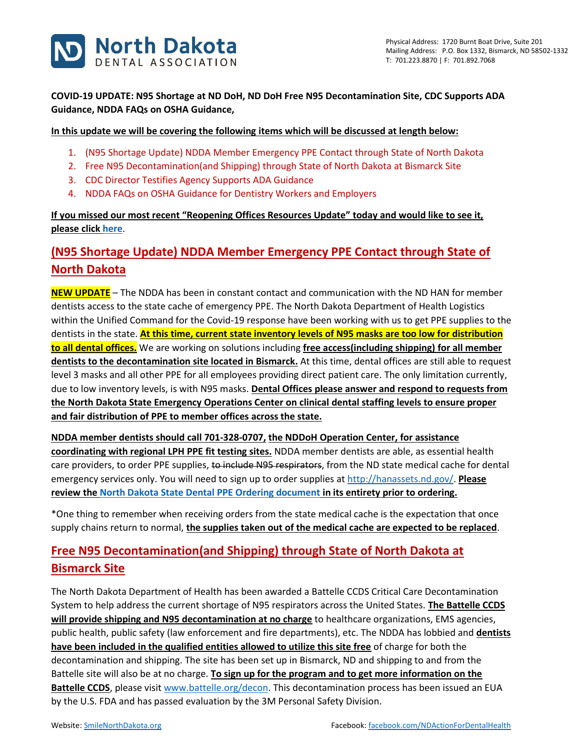North Dakota DENTAL ASSOCIATION

Physical Address: 1720 Burnt Boat Drive, Suite 201
Mailing Address: P.O. Box 1332, Bismarck, ND 58502-1332
T: 701.223.8870 | F: 701.892.7068

**COVID-19 UPDATE: N95 Shortage at ND DoH, ND DoH Free N95 Decontamination Site, CDC Supports ADA Guidance, NDDA FAQs on OSHA Guidance,**

**In this update we will be covering the following items which will be discussed at length below:**

1. (N95 Shortage Update) NDDA Member Emergency PPE Contact through State of North Dakota
2. Free N95 Decontamination(and Shipping) through State of North Dakota at Bismarck Site
3. CDC Director Testifies Agency Supports ADA Guidance
4. NDDA FAQs on OSHA Guidance for Dentistry Workers and Employers

**If you missed our most recent "Reopening Offices Resources Update" today and would like to see it, please click here.**

## (N95 Shortage Update) NDDA Member Emergency PPE Contact through State of North Dakota

**NEW UPDATE** – The NDDA has been in constant contact and communication with the ND HAN for member dentists access to the state cache of emergency PPE. The North Dakota Department of Health Logistics within the Unified Command for the Covid-19 response have been working with us to get PPE supplies to the dentists in the state. **At this time, current state inventory levels of N95 masks are too low for distribution to all dental offices.** We are working on solutions including **free access(including shipping) for all member dentists to the decontamination site located in Bismarck.** At this time, dental offices are still able to request level 3 masks and all other PPE for all employees providing direct patient care. The only limitation currently, due to low inventory levels, is with N95 masks. **Dental Offices please answer and respond to requests from the North Dakota State Emergency Operations Center on clinical dental staffing levels to ensure proper and fair distribution of PPE to member offices across the state.**

**NDDA member dentists should call 701-328-0707, the NDDoH Operation Center, for assistance coordinating with regional LPH PPE fit testing sites.** NDDA member dentists are able, as essential health care providers, to order PPE supplies, ~~to include N95 respirators~~, from the ND state medical cache for dental emergency services only. You will need to sign up to order supplies at http://hanassets.nd.gov/. **Please review the North Dakota State Dental PPE Ordering document in its entirety prior to ordering.**

*One thing to remember when receiving orders from the state medical cache is the expectation that once supply chains return to normal, **the supplies taken out of the medical cache are expected to be replaced**.

## Free N95 Decontamination(and Shipping) through State of North Dakota at Bismarck Site

The North Dakota Department of Health has been awarded a Battelle CCDS Critical Care Decontamination System to help address the current shortage of N95 respirators across the United States. **The Battelle CCDS will provide shipping and N95 decontamination at no charge** to healthcare organizations, EMS agencies, public health, public safety (law enforcement and fire departments), etc. The NDDA has lobbied and **dentists have been included in the qualified entities allowed to utilize this site free** of charge for both the decontamination and shipping. The site has been set up in Bismarck, ND and shipping to and from the Battelle site will also be at no charge. **To sign up for the program and to get more information on the Battelle CCDS**, please visit www.battelle.org/decon. This decontamination process has been issued an EUA by the U.S. FDA and has passed evaluation by the 3M Personal Safety Division.

Website: SmileNorthDakota.org Facebook: facebook.com/NDActionForDentalHealth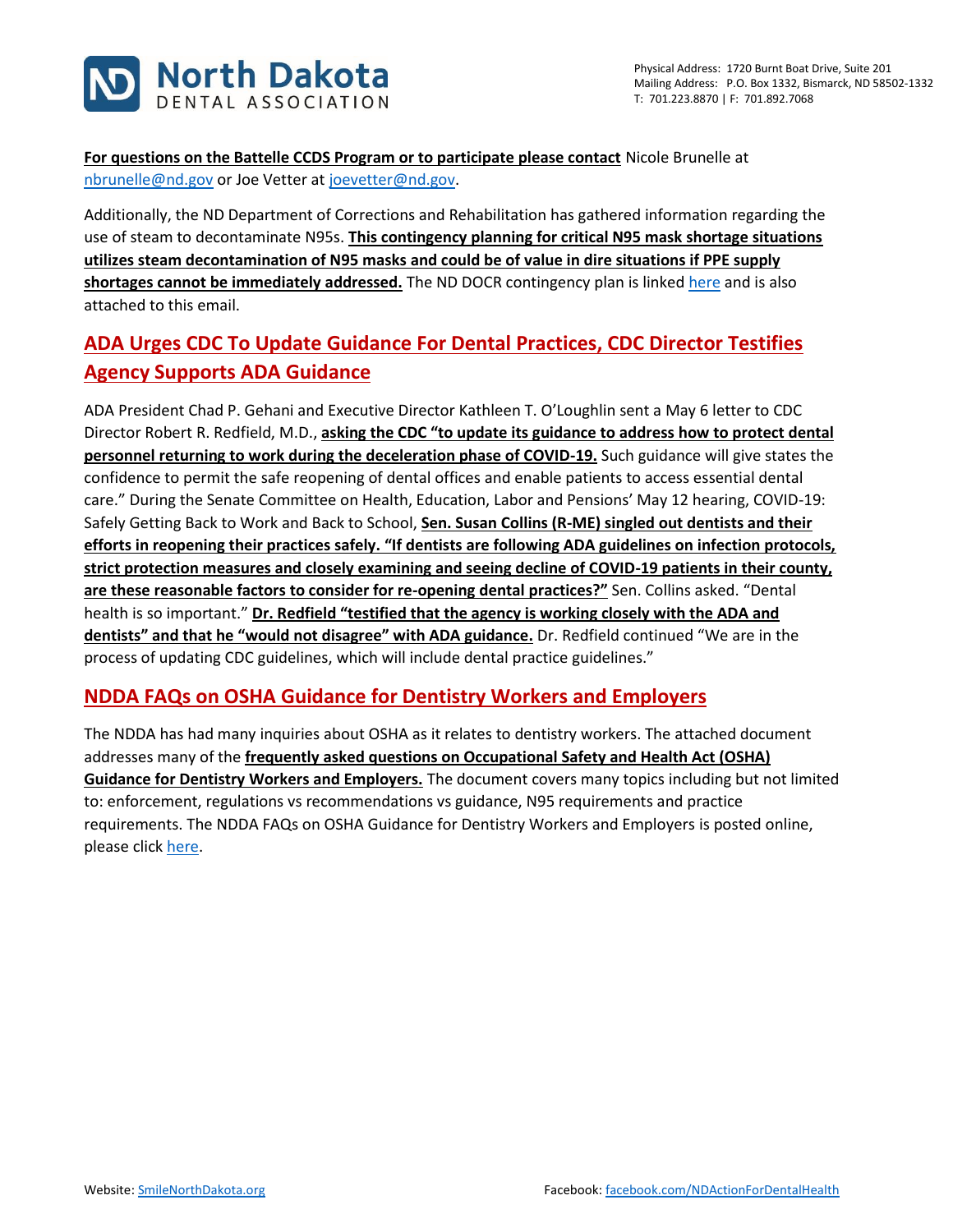**For questions on the Battelle CCDS Program or to participate please contact** Nicole Brunelle at nbrunelle@nd.gov or Joe Vetter at joevetter@nd.gov.

Additionally, the ND Department of Corrections and Rehabilitation has gathered information regarding the use of steam to decontaminate N95s. **This contingency planning for critical N95 mask shortage situations utilizes steam decontamination of N95 masks and could be of value in dire situations if PPE supply shortages cannot be immediately addressed.** The ND DOCR contingency plan is linked here and is also attached to this email.

## ADA Urges CDC To Update Guidance For Dental Practices, CDC Director Testifies Agency Supports ADA Guidance

ADA President Chad P. Gehani and Executive Director Kathleen T. O'Loughlin sent a May 6 letter to CDC Director Robert R. Redfield, M.D., **asking the CDC "to update its guidance to address how to protect dental personnel returning to work during the deceleration phase of COVID-19.** Such guidance will give states the confidence to permit the safe reopening of dental offices and enable patients to access essential dental care." During the Senate Committee on Health, Education, Labor and Pensions' May 12 hearing, COVID-19: Safely Getting Back to Work and Back to School, **Sen. Susan Collins (R-ME) singled out dentists and their efforts in reopening their practices safely. "If dentists are following ADA guidelines on infection protocols, strict protection measures and closely examining and seeing decline of COVID-19 patients in their county, are these reasonable factors to consider for re-opening dental practices?"** Sen. Collins asked. "Dental health is so important." **Dr. Redfield "testified that the agency is working closely with the ADA and dentists" and that he "would not disagree" with ADA guidance.** Dr. Redfield continued "We are in the process of updating CDC guidelines, which will include dental practice guidelines."

## NDDA FAQs on OSHA Guidance for Dentistry Workers and Employers

The NDDA has had many inquiries about OSHA as it relates to dentistry workers. The attached document addresses many of the **frequently asked questions on Occupational Safety and Health Act (OSHA) Guidance for Dentistry Workers and Employers.** The document covers many topics including but not limited to: enforcement, regulations vs recommendations vs guidance, N95 requirements and practice requirements. The NDDA FAQs on OSHA Guidance for Dentistry Workers and Employers is posted online, please click here.